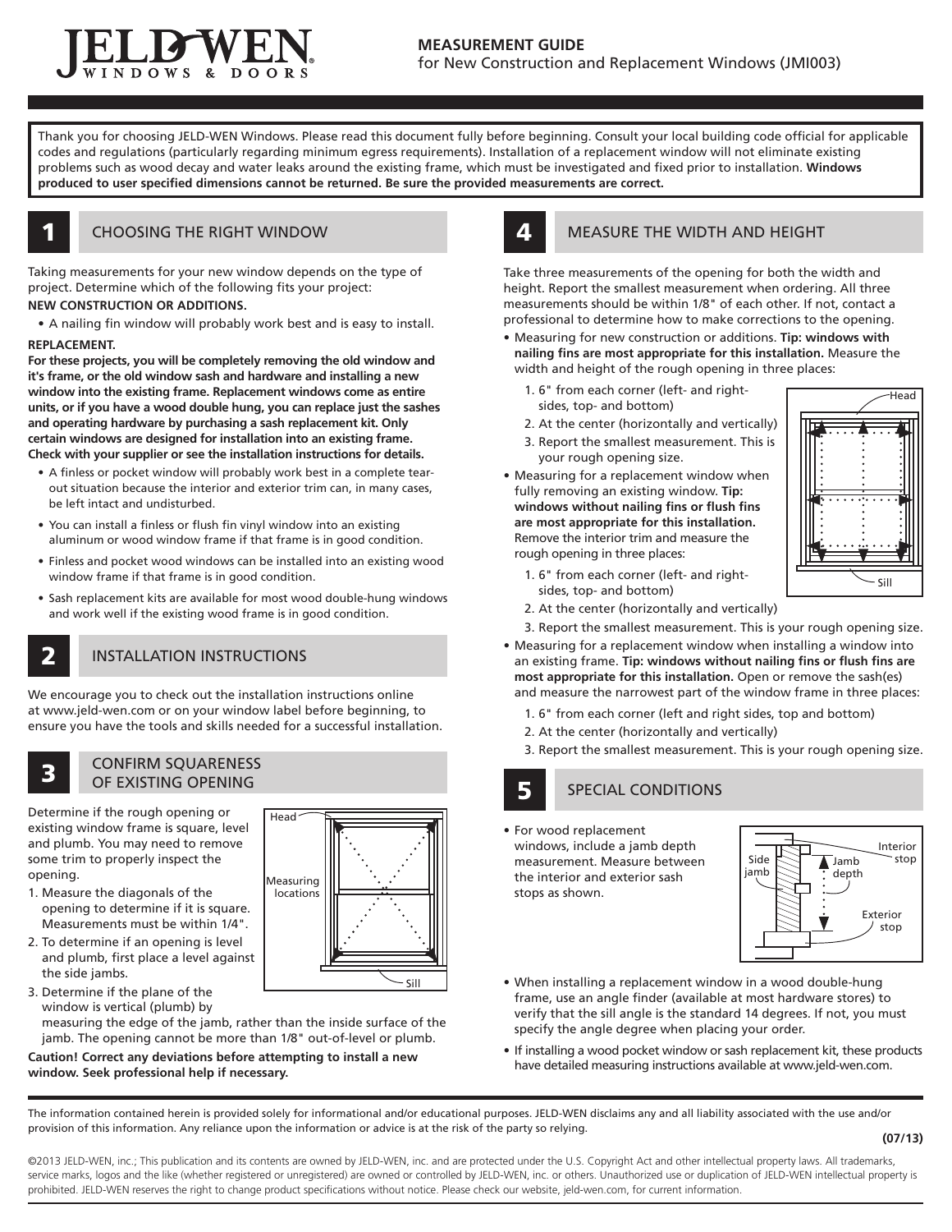JELD-WEN WINDOWS & DOORS

# MEASUREMENT GUIDE

for New Construction and Replacement Windows (JMI003)

Thank you for choosing JELD-WEN Windows. Please read this document fully before beginning. Consult your local building code official for applicable codes and regulations (particularly regarding minimum egress requirements). Installation of a replacement window will not eliminate existing problems such as wood decay and water leaks around the existing frame, which must be investigated and fixed prior to installation. **Windows produced to user specified dimensions cannot be returned. Be sure the provided measurements are correct.**

## 1 CHOOSING THE RIGHT WINDOW

Taking measurements for your new window depends on the type of project. Determine which of the following fits your project:

**NEW CONSTRUCTION OR ADDITIONS.**

- A nailing fin window will probably work best and is easy to install.

**REPLACEMENT.**

**For these projects, you will be completely removing the old window and it's frame, or the old window sash and hardware and installing a new window into the existing frame. Replacement windows come as entire units, or if you have a wood double hung, you can replace just the sashes and operating hardware by purchasing a sash replacement kit. Only certain windows are designed for installation into an existing frame. Check with your supplier or see the installation instructions for details.**

- A finless or pocket window will probably work best in a complete tear-out situation because the interior and exterior trim can, in many cases, be left intact and undisturbed.
- You can install a finless or flush fin vinyl window into an existing aluminum or wood window frame if that frame is in good condition.
- Finless and pocket wood windows can be installed into an existing wood window frame if that frame is in good condition.
- Sash replacement kits are available for most wood double-hung windows and work well if the existing wood frame is in good condition.

## 2 INSTALLATION INSTRUCTIONS

We encourage you to check out the installation instructions online at www.jeld-wen.com or on your window label before beginning, to ensure you have the tools and skills needed for a successful installation.

## 3 CONFIRM SQUARENESS OF EXISTING OPENING

Determine if the rough opening or existing window frame is square, level and plumb. You may need to remove some trim to properly inspect the opening.

1. Measure the diagonals of the opening to determine if it is square. Measurements must be within 1/4".
2. To determine if an opening is level and plumb, first place a level against the side jambs.
3. Determine if the plane of the window is vertical (plumb) by measuring the edge of the jamb, rather than the inside surface of the jamb. The opening cannot be more than 1/8" out-of-level or plumb.

Head / Measuring locations / Sill

**Caution! Correct any deviations before attempting to install a new window. Seek professional help if necessary.**

## 4 MEASURE THE WIDTH AND HEIGHT

Take three measurements of the opening for both the width and height. Report the smallest measurement when ordering. All three measurements should be within 1/8" of each other. If not, contact a professional to determine how to make corrections to the opening.

- Measuring for new construction or additions. **Tip: windows with nailing fins are most appropriate for this installation.** Measure the width and height of the rough opening in three places:
  1. 6" from each corner (left- and right-sides, top- and bottom)
  2. At the center (horizontally and vertically)
  3. Report the smallest measurement. This is your rough opening size.
- Measuring for a replacement window when fully removing an existing window. **Tip: windows without nailing fins or flush fins are most appropriate for this installation.** Remove the interior trim and measure the rough opening in three places:
  1. 6" from each corner (left- and right-sides, top- and bottom)
  2. At the center (horizontally and vertically)
  3. Report the smallest measurement. This is your rough opening size.
- Measuring for a replacement window when installing a window into an existing frame. **Tip: windows without nailing fins or flush fins are most appropriate for this installation.** Open or remove the sash(es) and measure the narrowest part of the window frame in three places:
  1. 6" from each corner (left and right sides, top and bottom)
  2. At the center (horizontally and vertically)
  3. Report the smallest measurement. This is your rough opening size.

Head / Sill

## 5 SPECIAL CONDITIONS

- For wood replacement windows, include a jamb depth measurement. Measure between the interior and exterior sash stops as shown.

Side jamb / Jamb depth / Interior stop / Exterior stop

- When installing a replacement window in a wood double-hung frame, use an angle finder (available at most hardware stores) to verify that the sill angle is the standard 14 degrees. If not, you must specify the angle degree when placing your order.
- If installing a wood pocket window or sash replacement kit, these products have detailed measuring instructions available at www.jeld-wen.com.

The information contained herein is provided solely for informational and/or educational purposes. JELD-WEN disclaims any and all liability associated with the use and/or provision of this information. Any reliance upon the information or advice is at the risk of the party so relying.

**(07/13)**

©2013 JELD-WEN, inc.; This publication and its contents are owned by JELD-WEN, inc. and are protected under the U.S. Copyright Act and other intellectual property laws. All trademarks, service marks, logos and the like (whether registered or unregistered) are owned or controlled by JELD-WEN, inc. or others. Unauthorized use or duplication of JELD-WEN intellectual property is prohibited. JELD-WEN reserves the right to change product specifications without notice. Please check our website, jeld-wen.com, for current information.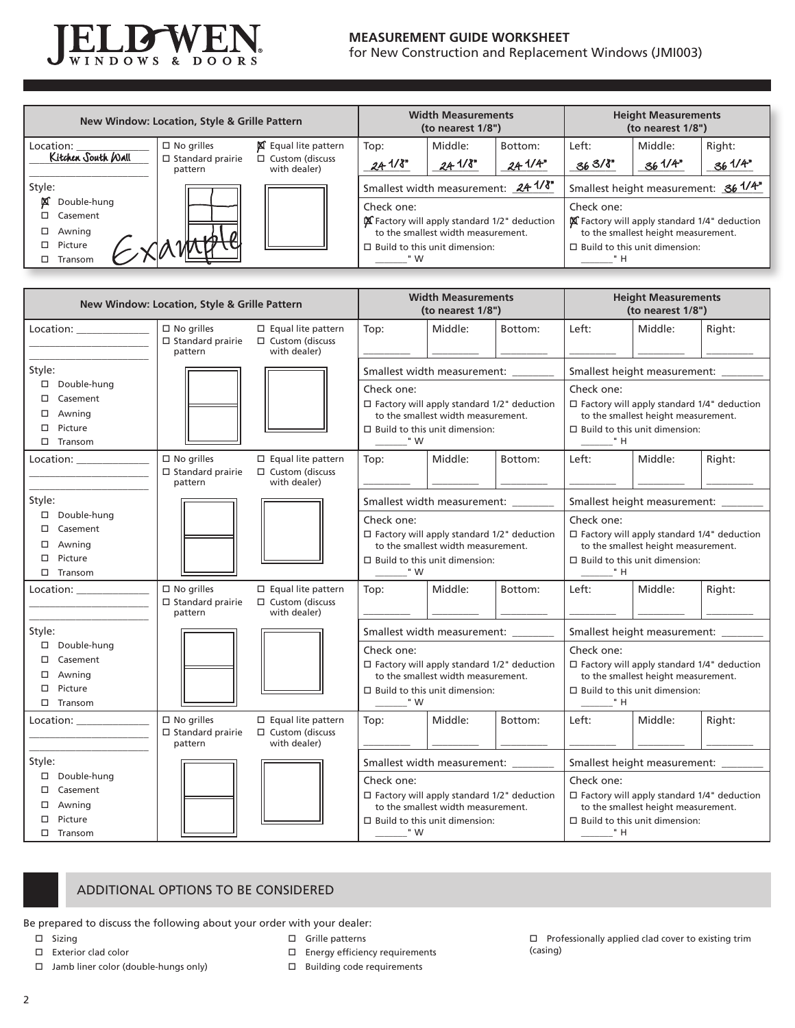**JELD-WEN WINDOWS & DOORS**

## MEASUREMENT GUIDE WORKSHEET

for New Construction and Replacement Windows (JMI003)

| New Window: Location, Style & Grille Pattern | | | Width Measurements (to nearest 1/8") | | | Height Measurements (to nearest 1/8") | | |
|---|---|---|---|---|---|---|---|---|
| Location: Kitchen South Wall | ☐ No grilles ☐ Standard prairie pattern | ☒ Equal lite pattern ☐ Custom (discuss with dealer) | Top: 24 1/8" | Middle: 24 1/8" | Bottom: 24 1/4" | Left: 36 3/8" | Middle: 36 1/4" | Right: 36 1/4" |
| Style: ☒ Double-hung ☐ Casement ☐ Awning ☐ Picture ☐ Transom | Example | | Smallest width measurement: 24 1/8" | | | Smallest height measurement: 36 1/4" | | |
| | | | Check one: ☒ Factory will apply standard 1/2" deduction to the smallest width measurement. ☐ Build to this unit dimension: ______" W | | | Check one: ☒ Factory will apply standard 1/4" deduction to the smallest height measurement. ☐ Build to this unit dimension: ______" H | | |

| New Window: Location, Style & Grille Pattern | | | Width Measurements (to nearest 1/8") | | | Height Measurements (to nearest 1/8") | | |
|---|---|---|---|---|---|---|---|---|
| Location: ______ | ☐ No grilles ☐ Standard prairie pattern | ☐ Equal lite pattern ☐ Custom (discuss with dealer) | Top: ______ | Middle: ______ | Bottom: ______ | Left: ______ | Middle: ______ | Right: ______ |
| Style: ☐ Double-hung ☐ Casement ☐ Awning ☐ Picture ☐ Transom | | | Smallest width measurement: ______ | | | Smallest height measurement: ______ | | |
| | | | Check one: ☐ Factory will apply standard 1/2" deduction to the smallest width measurement. ☐ Build to this unit dimension: ______" W | | | Check one: ☐ Factory will apply standard 1/4" deduction to the smallest height measurement. ☐ Build to this unit dimension: ______" H | | |
| Location: ______ | ☐ No grilles ☐ Standard prairie pattern | ☐ Equal lite pattern ☐ Custom (discuss with dealer) | Top: ______ | Middle: ______ | Bottom: ______ | Left: ______ | Middle: ______ | Right: ______ |
| Style: ☐ Double-hung ☐ Casement ☐ Awning ☐ Picture ☐ Transom | | | Smallest width measurement: ______ | | | Smallest height measurement: ______ | | |
| | | | Check one: ☐ Factory will apply standard 1/2" deduction to the smallest width measurement. ☐ Build to this unit dimension: ______" W | | | Check one: ☐ Factory will apply standard 1/4" deduction to the smallest height measurement. ☐ Build to this unit dimension: ______" H | | |
| Location: ______ | ☐ No grilles ☐ Standard prairie pattern | ☐ Equal lite pattern ☐ Custom (discuss with dealer) | Top: ______ | Middle: ______ | Bottom: ______ | Left: ______ | Middle: ______ | Right: ______ |
| Style: ☐ Double-hung ☐ Casement ☐ Awning ☐ Picture ☐ Transom | | | Smallest width measurement: ______ | | | Smallest height measurement: ______ | | |
| | | | Check one: ☐ Factory will apply standard 1/2" deduction to the smallest width measurement. ☐ Build to this unit dimension: ______" W | | | Check one: ☐ Factory will apply standard 1/4" deduction to the smallest height measurement. ☐ Build to this unit dimension: ______" H | | |
| Location: ______ | ☐ No grilles ☐ Standard prairie pattern | ☐ Equal lite pattern ☐ Custom (discuss with dealer) | Top: ______ | Middle: ______ | Bottom: ______ | Left: ______ | Middle: ______ | Right: ______ |
| Style: ☐ Double-hung ☐ Casement ☐ Awning ☐ Picture ☐ Transom | | | Smallest width measurement: ______ | | | Smallest height measurement: ______ | | |
| | | | Check one: ☐ Factory will apply standard 1/2" deduction to the smallest width measurement. ☐ Build to this unit dimension: ______" W | | | Check one: ☐ Factory will apply standard 1/4" deduction to the smallest height measurement. ☐ Build to this unit dimension: ______" H | | |

## ADDITIONAL OPTIONS TO BE CONSIDERED

Be prepared to discuss the following about your order with your dealer:

- ☐ Sizing
- ☐ Exterior clad color
- ☐ Jamb liner color (double-hungs only)
- ☐ Grille patterns
- ☐ Energy efficiency requirements
- ☐ Building code requirements
- ☐ Professionally applied clad cover to existing trim (casing)